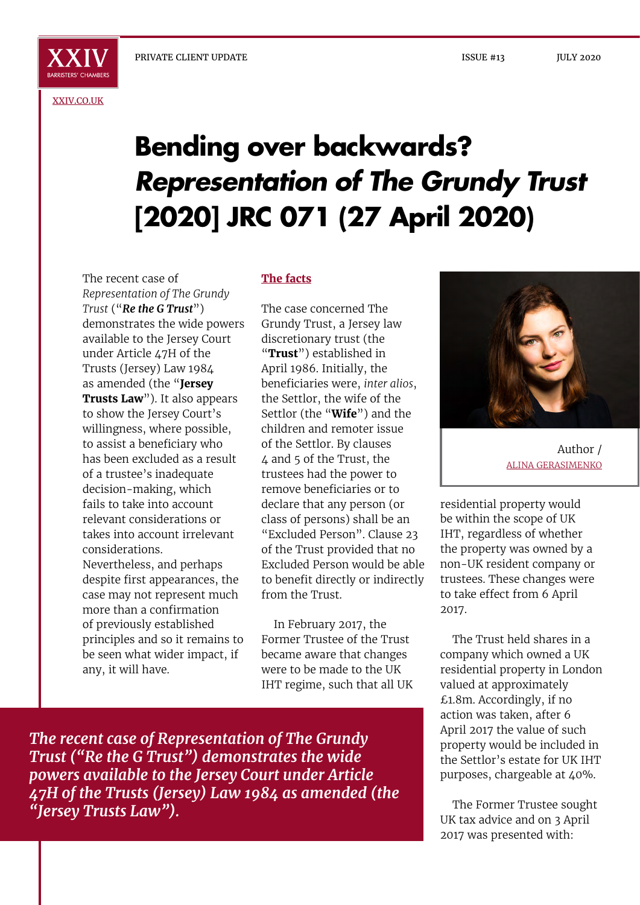XXIV BARRISTERS' CHAMBERS

XXIV.CO.UK

PRIVATE CLIENT UPDATE ISSUE #13 JULY 2020

# Bending over backwards? *Representation of The Grundy Trust* [2020] JRC 071 (27 April 2020)

The recent case of *Representation of The Grundy Trust* ("***Re the G Trust***") demonstrates the wide powers available to the Jersey Court under Article 47H of the Trusts (Jersey) Law 1984 as amended (the "**Jersey Trusts Law**"). It also appears to show the Jersey Court's willingness, where possible, to assist a beneficiary who has been excluded as a result of a trustee's inadequate decision-making, which fails to take into account relevant considerations or takes into account irrelevant considerations. Nevertheless, and perhaps despite first appearances, the case may not represent much more than a confirmation of previously established principles and so it remains to be seen what wider impact, if any, it will have.

## The facts

The case concerned The Grundy Trust, a Jersey law discretionary trust (the "**Trust**") established in April 1986. Initially, the beneficiaries were, *inter alios*, the Settlor, the wife of the Settlor (the "**Wife**") and the children and remoter issue of the Settlor. By clauses 4 and 5 of the Trust, the trustees had the power to remove beneficiaries or to declare that any person (or class of persons) shall be an "Excluded Person". Clause 23 of the Trust provided that no Excluded Person would be able to benefit directly or indirectly from the Trust.

In February 2017, the Former Trustee of the Trust became aware that changes were to be made to the UK IHT regime, such that all UK residential property would be within the scope of UK IHT, regardless of whether the property was owned by a non-UK resident company or trustees. These changes were to take effect from 6 April 2017.

The Trust held shares in a company which owned a UK residential property in London valued at approximately £1.8m. Accordingly, if no action was taken, after 6 April 2017 the value of such property would be included in the Settlor's estate for UK IHT purposes, chargeable at 40%.

The Former Trustee sought UK tax advice and on 3 April 2017 was presented with:

Author / ALINA GERASIMENKO

*The recent case of Representation of The Grundy Trust ("Re the G Trust") demonstrates the wide powers available to the Jersey Court under Article 47H of the Trusts (Jersey) Law 1984 as amended (the "Jersey Trusts Law").*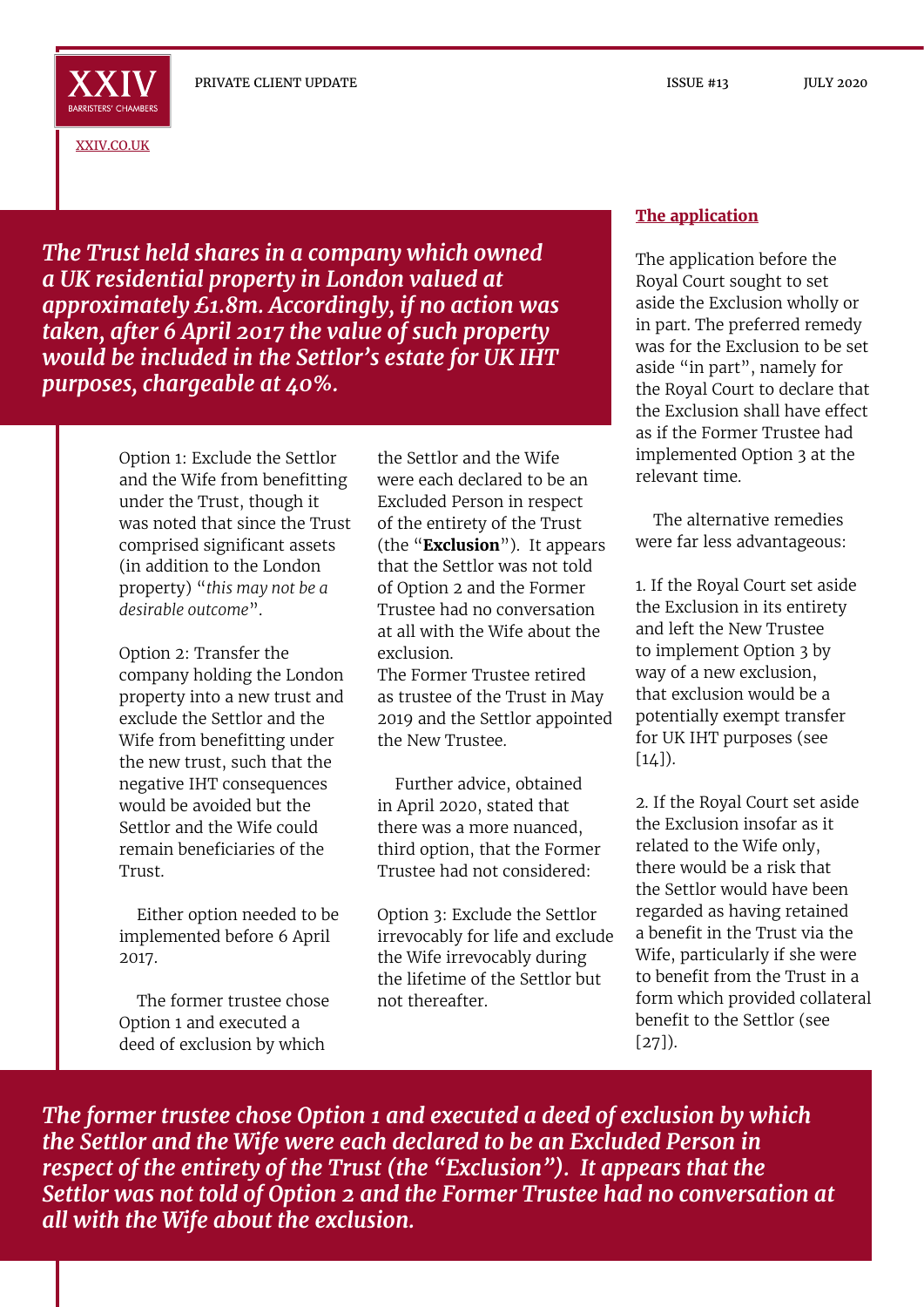*The Trust held shares in a company which owned a UK residential property in London valued at approximately £1.8m. Accordingly, if no action was taken, after 6 April 2017 the value of such property would be included in the Settlor's estate for UK IHT purposes, chargeable at 40%.*

Option 1: Exclude the Settlor and the Wife from benefitting under the Trust, though it was noted that since the Trust comprised significant assets (in addition to the London property) "*this may not be a desirable outcome*".

Option 2: Transfer the company holding the London property into a new trust and exclude the Settlor and the Wife from benefitting under the new trust, such that the negative IHT consequences would be avoided but the Settlor and the Wife could remain beneficiaries of the Trust.

Either option needed to be implemented before 6 April 2017.

The former trustee chose Option 1 and executed a deed of exclusion by which the Settlor and the Wife were each declared to be an Excluded Person in respect of the entirety of the Trust (the "**Exclusion**"). It appears that the Settlor was not told of Option 2 and the Former Trustee had no conversation at all with the Wife about the exclusion.
The Former Trustee retired as trustee of the Trust in May 2019 and the Settlor appointed the New Trustee.

Further advice, obtained in April 2020, stated that there was a more nuanced, third option, that the Former Trustee had not considered:

Option 3: Exclude the Settlor irrevocably for life and exclude the Wife irrevocably during the lifetime of the Settlor but not thereafter.

## The application

The application before the Royal Court sought to set aside the Exclusion wholly or in part. The preferred remedy was for the Exclusion to be set aside "in part", namely for the Royal Court to declare that the Exclusion shall have effect as if the Former Trustee had implemented Option 3 at the relevant time.

The alternative remedies were far less advantageous:

1. If the Royal Court set aside the Exclusion in its entirety and left the New Trustee to implement Option 3 by way of a new exclusion, that exclusion would be a potentially exempt transfer for UK IHT purposes (see [14]).

2. If the Royal Court set aside the Exclusion insofar as it related to the Wife only, there would be a risk that the Settlor would have been regarded as having retained a benefit in the Trust via the Wife, particularly if she were to benefit from the Trust in a form which provided collateral benefit to the Settlor (see [27]).

*The former trustee chose Option 1 and executed a deed of exclusion by which the Settlor and the Wife were each declared to be an Excluded Person in respect of the entirety of the Trust (the "Exclusion"). It appears that the Settlor was not told of Option 2 and the Former Trustee had no conversation at all with the Wife about the exclusion.*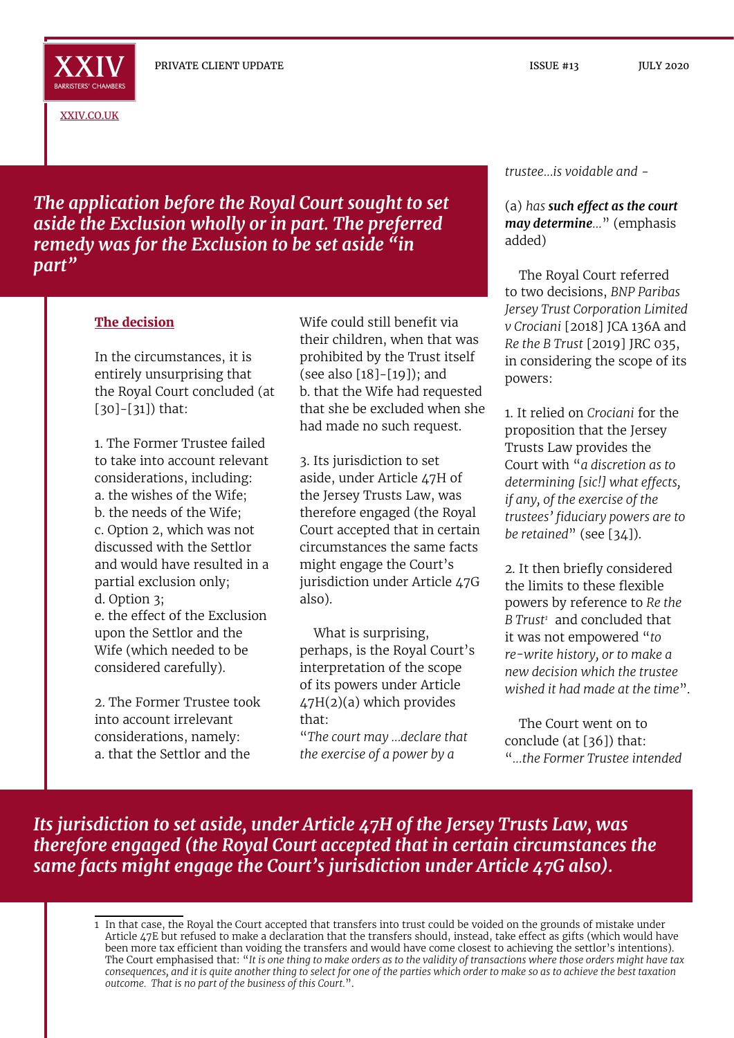*The application before the Royal Court sought to set aside the Exclusion wholly or in part. The preferred remedy was for the Exclusion to be set aside "in part"*

## The decision

In the circumstances, it is entirely unsurprising that the Royal Court concluded (at [30]-[31]) that:

1. The Former Trustee failed to take into account relevant considerations, including:
   a. the wishes of the Wife;
   b. the needs of the Wife;
   c. Option 2, which was not discussed with the Settlor and would have resulted in a partial exclusion only;
   d. Option 3;
   e. the effect of the Exclusion upon the Settlor and the Wife (which needed to be considered carefully).

2. The Former Trustee took into account irrelevant considerations, namely:
   a. that the Settlor and the Wife could still benefit via their children, when that was prohibited by the Trust itself (see also [18]-[19]); and
   b. that the Wife had requested that she be excluded when she had made no such request.

3. Its jurisdiction to set aside, under Article 47H of the Jersey Trusts Law, was therefore engaged (the Royal Court accepted that in certain circumstances the same facts might engage the Court's jurisdiction under Article 47G also).

What is surprising, perhaps, is the Royal Court's interpretation of the scope of its powers under Article 47H(2)(a) which provides that:
"*The court may …declare that the exercise of a power by a trustee…is voidable and -*

*(a) has **such effect as the court may determine**…*" (emphasis added)

The Royal Court referred to two decisions, *BNP Paribas Jersey Trust Corporation Limited v Crociani* [2018] JCA 136A and *Re the B Trust* [2019] JRC 035, in considering the scope of its powers:

1. It relied on *Crociani* for the proposition that the Jersey Trusts Law provides the Court with "*a discretion as to determining [sic!] what effects, if any, of the exercise of the trustees' fiduciary powers are to be retained*" (see [34]).

2. It then briefly considered the limits to these flexible powers by reference to *Re the B Trust*[1] and concluded that it was not empowered "*to re-write history, or to make a new decision which the trustee wished it had made at the time*".

The Court went on to conclude (at [36]) that:
"*…the Former Trustee intended*

*Its jurisdiction to set aside, under Article 47H of the Jersey Trusts Law, was therefore engaged (the Royal Court accepted that in certain circumstances the same facts might engage the Court's jurisdiction under Article 47G also).*

---

1 In that case, the Royal the Court accepted that transfers into trust could be voided on the grounds of mistake under Article 47E but refused to make a declaration that the transfers should, instead, take effect as gifts (which would have been more tax efficient than voiding the transfers and would have come closest to achieving the settlor's intentions). The Court emphasised that: "*It is one thing to make orders as to the validity of transactions where those orders might have tax consequences, and it is quite another thing to select for one of the parties which order to make so as to achieve the best taxation outcome. That is no part of the business of this Court.*".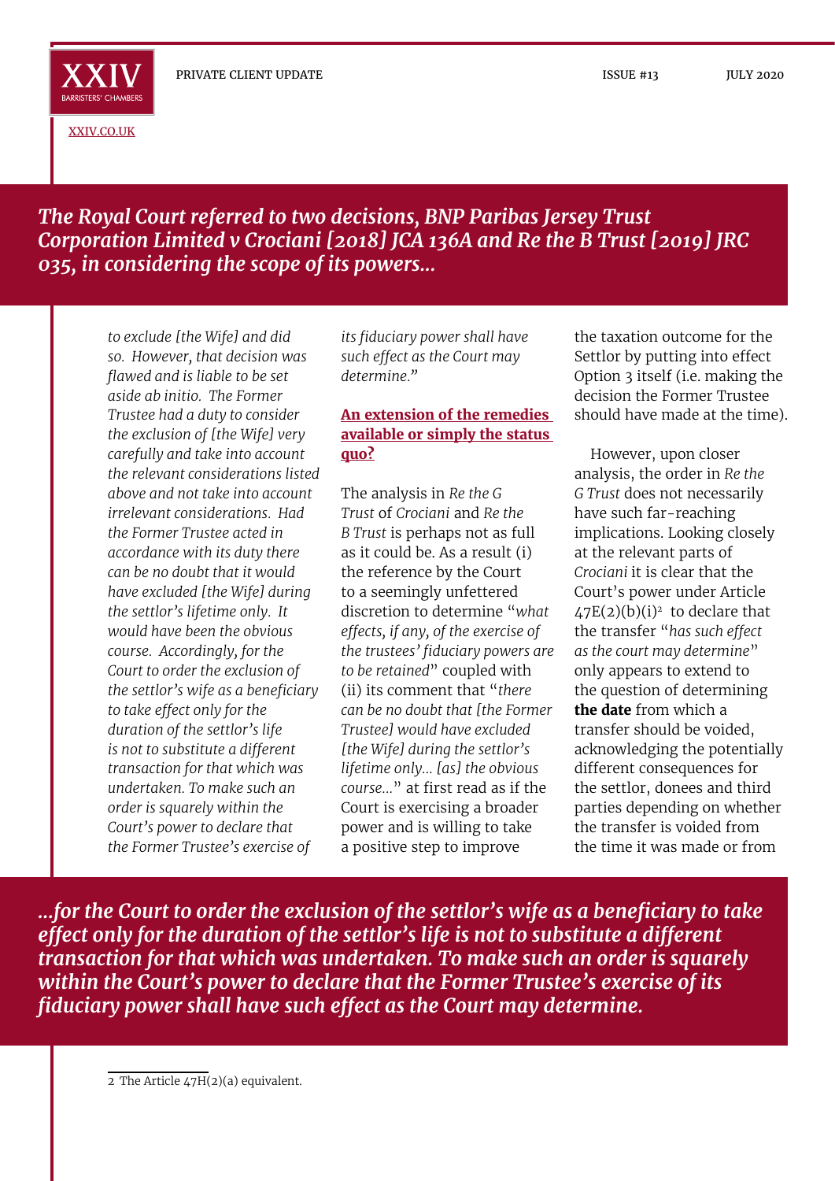*The Royal Court referred to two decisions, BNP Paribas Jersey Trust Corporation Limited v Crociani [2018] JCA 136A and Re the B Trust [2019] JRC 035, in considering the scope of its powers...*

*to exclude [the Wife] and did so. However, that decision was flawed and is liable to be set aside ab initio. The Former Trustee had a duty to consider the exclusion of [the Wife] very carefully and take into account the relevant considerations listed above and not take into account irrelevant considerations. Had the Former Trustee acted in accordance with its duty there can be no doubt that it would have excluded [the Wife] during the settlor's lifetime only. It would have been the obvious course. Accordingly, for the Court to order the exclusion of the settlor's wife as a beneficiary to take effect only for the duration of the settlor's life is not to substitute a different transaction for that which was undertaken. To make such an order is squarely within the Court's power to declare that the Former Trustee's exercise of its fiduciary power shall have such effect as the Court may determine."*

## An extension of the remedies available or simply the status quo?

The analysis in *Re the G Trust* of *Crociani* and *Re the B Trust* is perhaps not as full as it could be. As a result (i) the reference by the Court to a seemingly unfettered discretion to determine "*what effects, if any, of the exercise of the trustees' fiduciary powers are to be retained*" coupled with (ii) its comment that "*there can be no doubt that [the Former Trustee] would have excluded [the Wife] during the settlor's lifetime only... [as] the obvious course...*" at first read as if the Court is exercising a broader power and is willing to take a positive step to improve the taxation outcome for the Settlor by putting into effect Option 3 itself (i.e. making the decision the Former Trustee should have made at the time).

However, upon closer analysis, the order in *Re the G Trust* does not necessarily have such far-reaching implications. Looking closely at the relevant parts of *Crociani* it is clear that the Court's power under Article 47E(2)(b)(i)[2] to declare that the transfer "*has such effect as the court may determine*" only appears to extend to the question of determining **the date** from which a transfer should be voided, acknowledging the potentially different consequences for the settlor, donees and third parties depending on whether the transfer is voided from the time it was made or from

***...for the Court to order the exclusion of the settlor's wife as a beneficiary to take effect only for the duration of the settlor's life is not to substitute a different transaction for that which was undertaken. To make such an order is squarely within the Court's power to declare that the Former Trustee's exercise of its fiduciary power shall have such effect as the Court may determine.***

2 The Article 47H(2)(a) equivalent.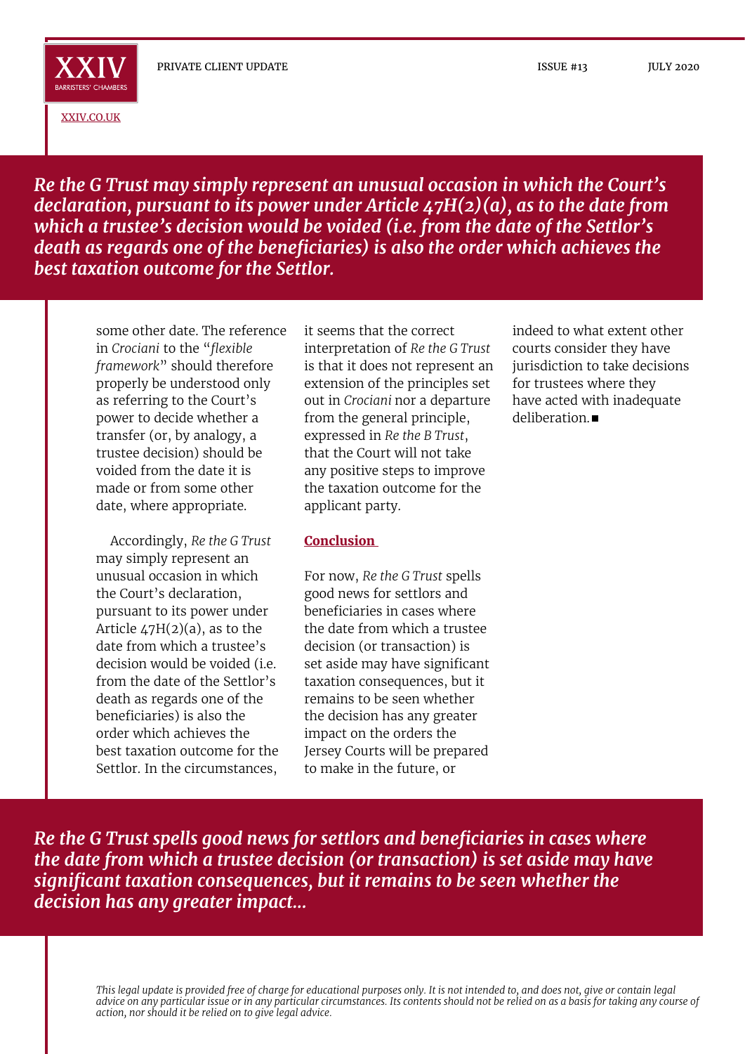*Re the G Trust may simply represent an unusual occasion in which the Court's declaration, pursuant to its power under Article 47H(2)(a), as to the date from which a trustee's decision would be voided (i.e. from the date of the Settlor's death as regards one of the beneficiaries) is also the order which achieves the best taxation outcome for the Settlor.*

some other date. The reference in *Crociani* to the "*flexible framework*" should therefore properly be understood only as referring to the Court's power to decide whether a transfer (or, by analogy, a trustee decision) should be voided from the date it is made or from some other date, where appropriate.

Accordingly, *Re the G Trust* may simply represent an unusual occasion in which the Court's declaration, pursuant to its power under Article 47H(2)(a), as to the date from which a trustee's decision would be voided (i.e. from the date of the Settlor's death as regards one of the beneficiaries) is also the order which achieves the best taxation outcome for the Settlor. In the circumstances, it seems that the correct interpretation of *Re the G Trust* is that it does not represent an extension of the principles set out in *Crociani* nor a departure from the general principle, expressed in *Re the B Trust*, that the Court will not take any positive steps to improve the taxation outcome for the applicant party.

## Conclusion

For now, *Re the G Trust* spells good news for settlors and beneficiaries in cases where the date from which a trustee decision (or transaction) is set aside may have significant taxation consequences, but it remains to be seen whether the decision has any greater impact on the orders the Jersey Courts will be prepared to make in the future, or indeed to what extent other courts consider they have jurisdiction to take decisions for trustees where they have acted with inadequate deliberation. ■

*Re the G Trust spells good news for settlors and beneficiaries in cases where the date from which a trustee decision (or transaction) is set aside may have significant taxation consequences, but it remains to be seen whether the decision has any greater impact...*

*This legal update is provided free of charge for educational purposes only. It is not intended to, and does not, give or contain legal advice on any particular issue or in any particular circumstances. Its contents should not be relied on as a basis for taking any course of action, nor should it be relied on to give legal advice.*